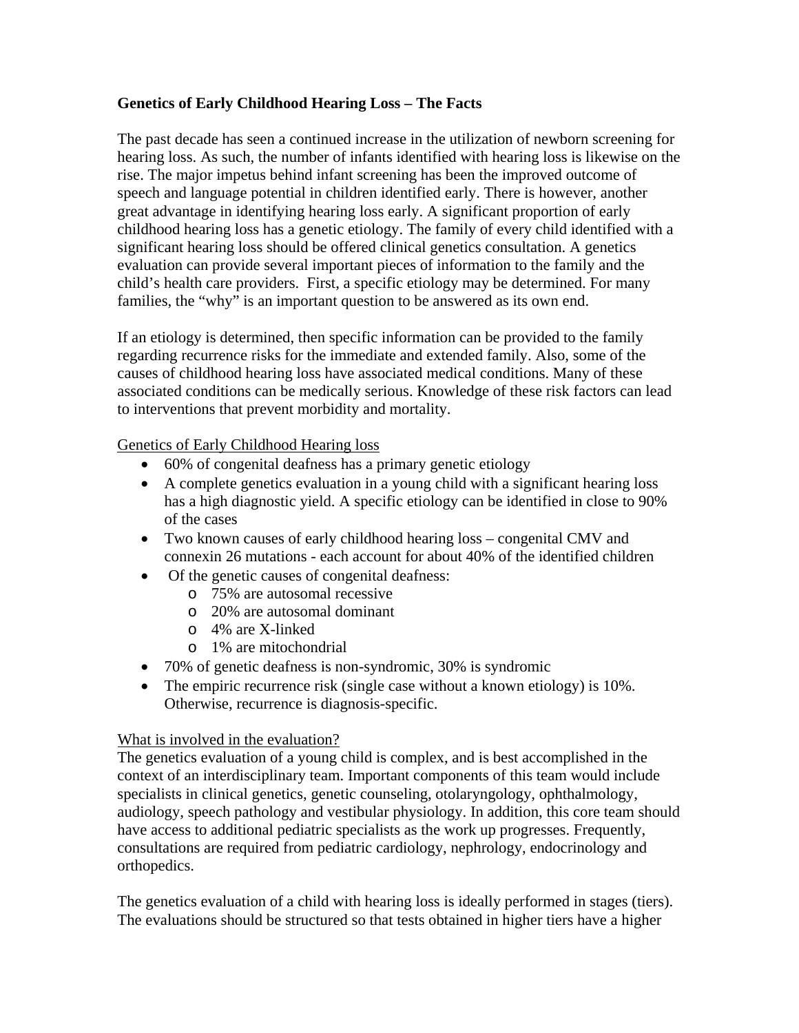# Genetics of Early Childhood Hearing Loss – The Facts

The past decade has seen a continued increase in the utilization of newborn screening for hearing loss. As such, the number of infants identified with hearing loss is likewise on the rise. The major impetus behind infant screening has been the improved outcome of speech and language potential in children identified early. There is however, another great advantage in identifying hearing loss early. A significant proportion of early childhood hearing loss has a genetic etiology. The family of every child identified with a significant hearing loss should be offered clinical genetics consultation. A genetics evaluation can provide several important pieces of information to the family and the child's health care providers. First, a specific etiology may be determined. For many families, the "why" is an important question to be answered as its own end.

If an etiology is determined, then specific information can be provided to the family regarding recurrence risks for the immediate and extended family. Also, some of the causes of childhood hearing loss have associated medical conditions. Many of these associated conditions can be medically serious. Knowledge of these risk factors can lead to interventions that prevent morbidity and mortality.

## Genetics of Early Childhood Hearing loss

- 60% of congenital deafness has a primary genetic etiology
- A complete genetics evaluation in a young child with a significant hearing loss has a high diagnostic yield. A specific etiology can be identified in close to 90% of the cases
- Two known causes of early childhood hearing loss – congenital CMV and connexin 26 mutations - each account for about 40% of the identified children
- Of the genetic causes of congenital deafness:
  - 75% are autosomal recessive
  - 20% are autosomal dominant
  - 4% are X-linked
  - 1% are mitochondrial
- 70% of genetic deafness is non-syndromic, 30% is syndromic
- The empiric recurrence risk (single case without a known etiology) is 10%. Otherwise, recurrence is diagnosis-specific.

## What is involved in the evaluation?

The genetics evaluation of a young child is complex, and is best accomplished in the context of an interdisciplinary team. Important components of this team would include specialists in clinical genetics, genetic counseling, otolaryngology, ophthalmology, audiology, speech pathology and vestibular physiology. In addition, this core team should have access to additional pediatric specialists as the work up progresses. Frequently, consultations are required from pediatric cardiology, nephrology, endocrinology and orthopedics.

The genetics evaluation of a child with hearing loss is ideally performed in stages (tiers). The evaluations should be structured so that tests obtained in higher tiers have a higher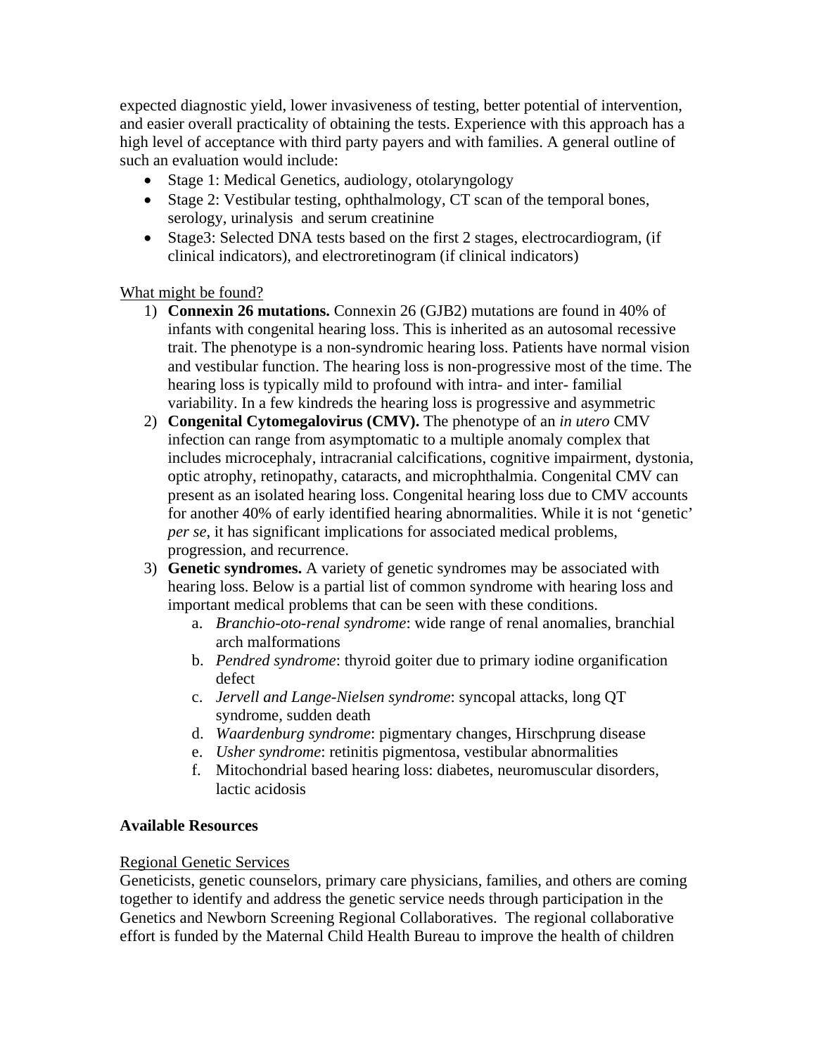expected diagnostic yield, lower invasiveness of testing, better potential of intervention, and easier overall practicality of obtaining the tests. Experience with this approach has a high level of acceptance with third party payers and with families. A general outline of such an evaluation would include:

- Stage 1: Medical Genetics, audiology, otolaryngology
- Stage 2: Vestibular testing, ophthalmology, CT scan of the temporal bones, serology, urinalysis and serum creatinine
- Stage3: Selected DNA tests based on the first 2 stages, electrocardiogram, (if clinical indicators), and electroretinogram (if clinical indicators)

<u>What might be found?</u>

1) **Connexin 26 mutations.** Connexin 26 (GJB2) mutations are found in 40% of infants with congenital hearing loss. This is inherited as an autosomal recessive trait. The phenotype is a non-syndromic hearing loss. Patients have normal vision and vestibular function. The hearing loss is non-progressive most of the time. The hearing loss is typically mild to profound with intra- and inter- familial variability. In a few kindreds the hearing loss is progressive and asymmetric
2) **Congenital Cytomegalovirus (CMV).** The phenotype of an *in utero* CMV infection can range from asymptomatic to a multiple anomaly complex that includes microcephaly, intracranial calcifications, cognitive impairment, dystonia, optic atrophy, retinopathy, cataracts, and microphthalmia. Congenital CMV can present as an isolated hearing loss. Congenital hearing loss due to CMV accounts for another 40% of early identified hearing abnormalities. While it is not 'genetic' *per se*, it has significant implications for associated medical problems, progression, and recurrence.
3) **Genetic syndromes.** A variety of genetic syndromes may be associated with hearing loss. Below is a partial list of common syndrome with hearing loss and important medical problems that can be seen with these conditions.
    a. *Branchio-oto-renal syndrome*: wide range of renal anomalies, branchial arch malformations
    b. *Pendred syndrome*: thyroid goiter due to primary iodine organification defect
    c. *Jervell and Lange-Nielsen syndrome*: syncopal attacks, long QT syndrome, sudden death
    d. *Waardenburg syndrome*: pigmentary changes, Hirschprung disease
    e. *Usher syndrome*: retinitis pigmentosa, vestibular abnormalities
    f. Mitochondrial based hearing loss: diabetes, neuromuscular disorders, lactic acidosis

**Available Resources**

<u>Regional Genetic Services</u>

Geneticists, genetic counselors, primary care physicians, families, and others are coming together to identify and address the genetic service needs through participation in the Genetics and Newborn Screening Regional Collaboratives. The regional collaborative effort is funded by the Maternal Child Health Bureau to improve the health of children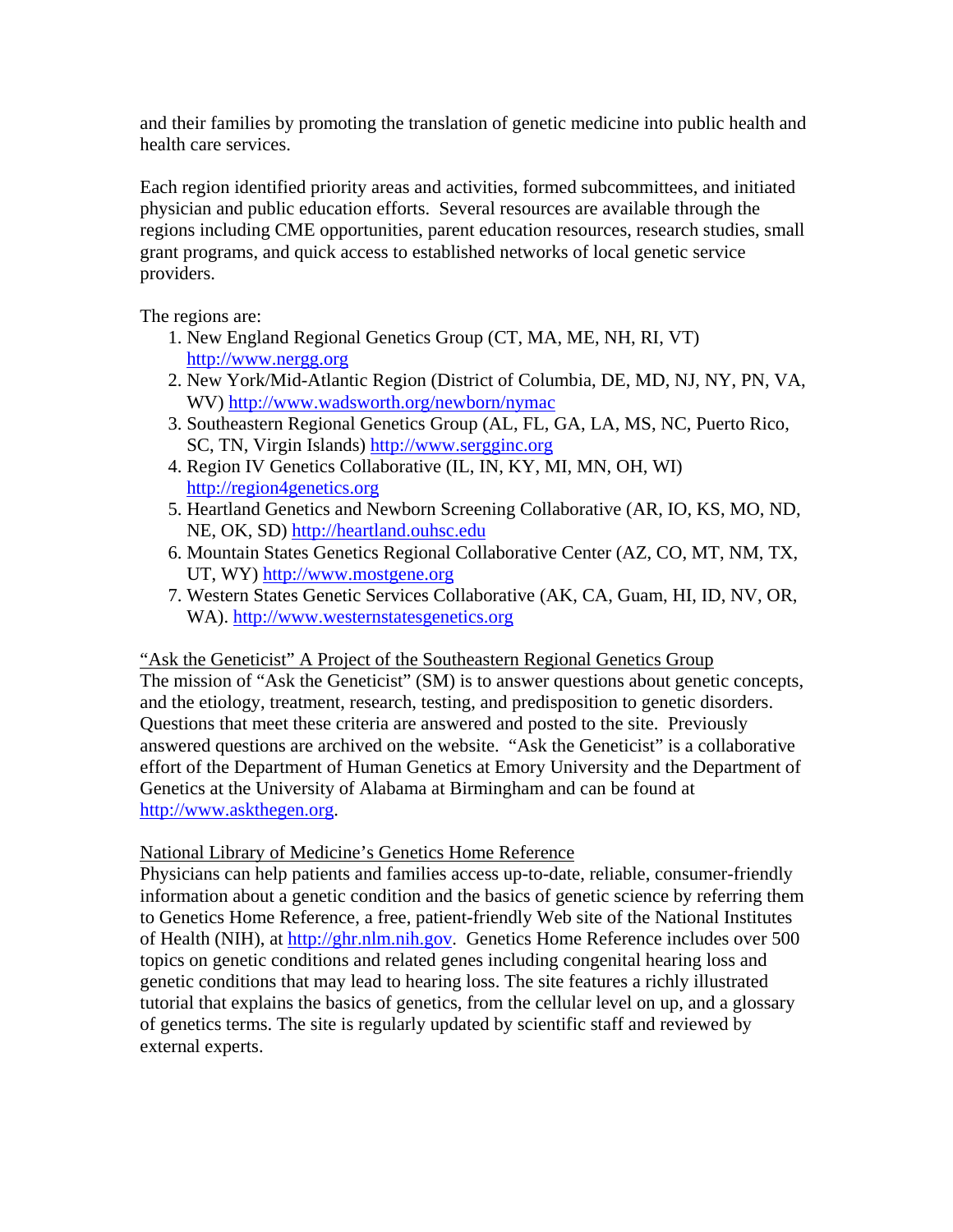and their families by promoting the translation of genetic medicine into public health and health care services.

Each region identified priority areas and activities, formed subcommittees, and initiated physician and public education efforts. Several resources are available through the regions including CME opportunities, parent education resources, research studies, small grant programs, and quick access to established networks of local genetic service providers.

The regions are:

1. New England Regional Genetics Group (CT, MA, ME, NH, RI, VT) http://www.nergg.org
2. New York/Mid-Atlantic Region (District of Columbia, DE, MD, NJ, NY, PN, VA, WV) http://www.wadsworth.org/newborn/nymac
3. Southeastern Regional Genetics Group (AL, FL, GA, LA, MS, NC, Puerto Rico, SC, TN, Virgin Islands) http://www.serggínc.org
4. Region IV Genetics Collaborative (IL, IN, KY, MI, MN, OH, WI) http://region4genetics.org
5. Heartland Genetics and Newborn Screening Collaborative (AR, IO, KS, MO, ND, NE, OK, SD) http://heartland.ouhsc.edu
6. Mountain States Genetics Regional Collaborative Center (AZ, CO, MT, NM, TX, UT, WY) http://www.mostgene.org
7. Western States Genetic Services Collaborative (AK, CA, Guam, HI, ID, NV, OR, WA). http://www.westernstatesgenetics.org

<u>"Ask the Geneticist" A Project of the Southeastern Regional Genetics Group</u>

The mission of "Ask the Geneticist" (SM) is to answer questions about genetic concepts, and the etiology, treatment, research, testing, and predisposition to genetic disorders. Questions that meet these criteria are answered and posted to the site. Previously answered questions are archived on the website. "Ask the Geneticist" is a collaborative effort of the Department of Human Genetics at Emory University and the Department of Genetics at the University of Alabama at Birmingham and can be found at http://www.askthegen.org.

<u>National Library of Medicine's Genetics Home Reference</u>

Physicians can help patients and families access up-to-date, reliable, consumer-friendly information about a genetic condition and the basics of genetic science by referring them to Genetics Home Reference, a free, patient-friendly Web site of the National Institutes of Health (NIH), at http://ghr.nlm.nih.gov. Genetics Home Reference includes over 500 topics on genetic conditions and related genes including congenital hearing loss and genetic conditions that may lead to hearing loss. The site features a richly illustrated tutorial that explains the basics of genetics, from the cellular level on up, and a glossary of genetics terms. The site is regularly updated by scientific staff and reviewed by external experts.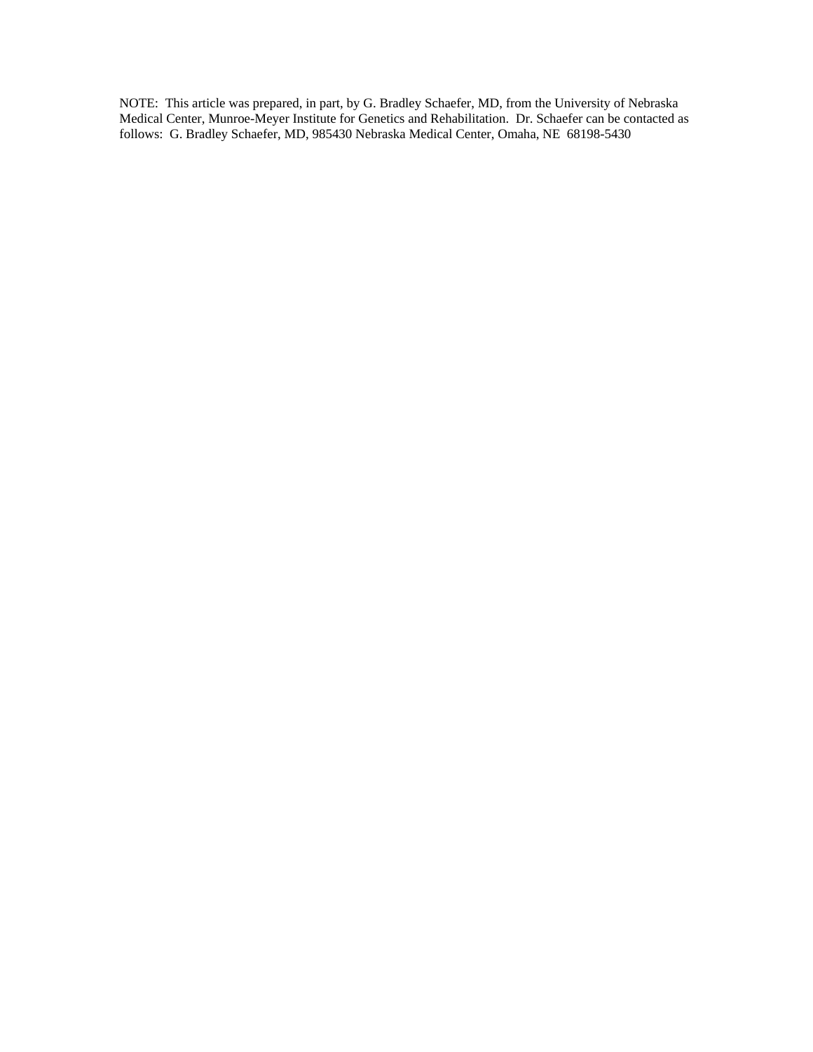NOTE: This article was prepared, in part, by G. Bradley Schaefer, MD, from the University of Nebraska Medical Center, Munroe-Meyer Institute for Genetics and Rehabilitation. Dr. Schaefer can be contacted as follows: G. Bradley Schaefer, MD, 985430 Nebraska Medical Center, Omaha, NE 68198-5430